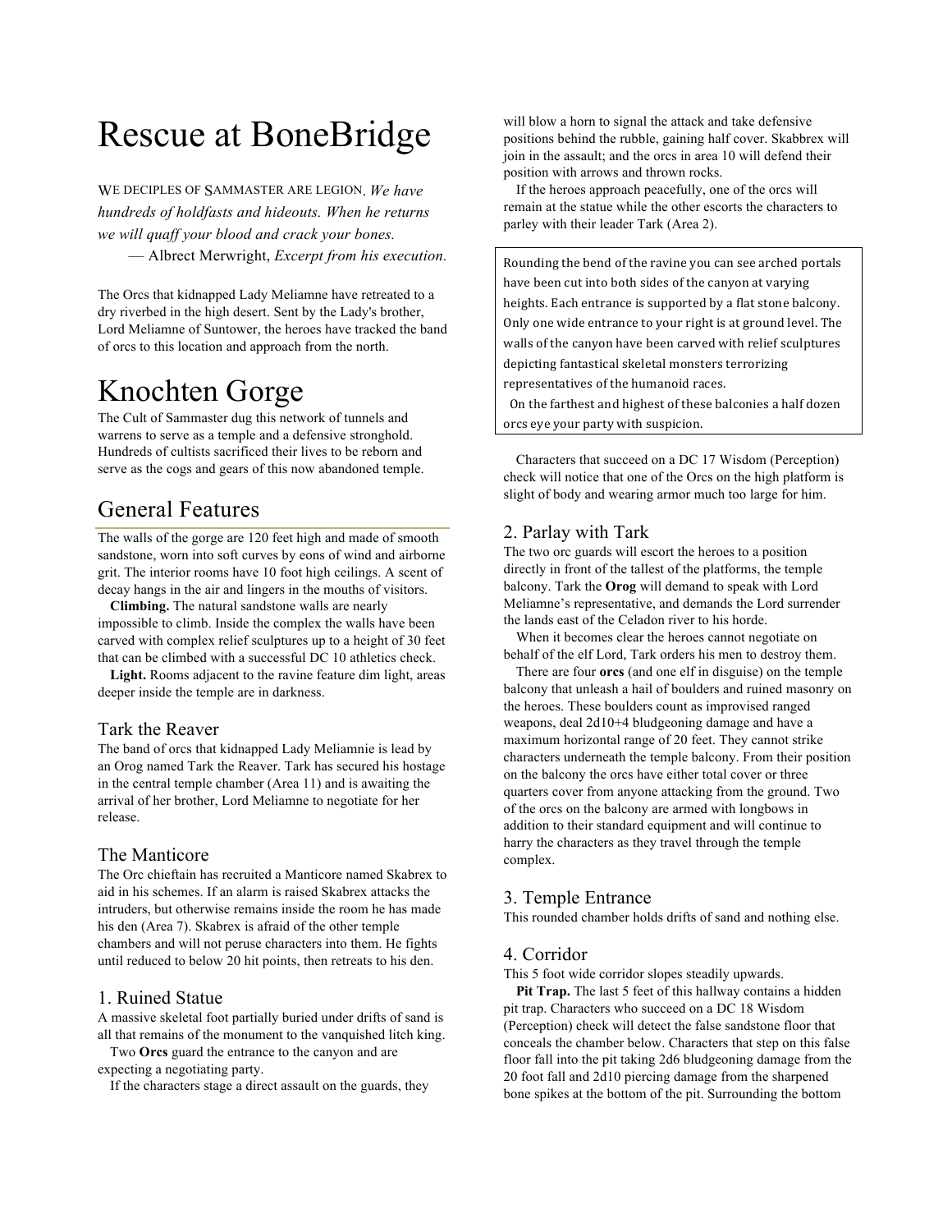# Rescue at BoneBridge

*WE DECIPLES OF SAMMASTER ARE LEGION. We have hundreds of holdfasts and hideouts. When he returns we will quaff your blood and crack your bones.*

— Albrect Merwright, *Excerpt from his execution.*

The Orcs that kidnapped Lady Meliamne have retreated to a dry riverbed in the high desert. Sent by the Lady's brother, Lord Meliamne of Suntower, the heroes have tracked the band of orcs to this location and approach from the north.

# Knochten Gorge

The Cult of Sammaster dug this network of tunnels and warrens to serve as a temple and a defensive stronghold. Hundreds of cultists sacrificed their lives to be reborn and serve as the cogs and gears of this now abandoned temple.

## General Features

The walls of the gorge are 120 feet high and made of smooth sandstone, worn into soft curves by eons of wind and airborne grit. The interior rooms have 10 foot high ceilings. A scent of decay hangs in the air and lingers in the mouths of visitors.

**Climbing.** The natural sandstone walls are nearly impossible to climb. Inside the complex the walls have been carved with complex relief sculptures up to a height of 30 feet that can be climbed with a successful DC 10 athletics check.

**Light.** Rooms adjacent to the ravine feature dim light, areas deeper inside the temple are in darkness.

### Tark the Reaver

The band of orcs that kidnapped Lady Meliamnie is lead by an Orog named Tark the Reaver. Tark has secured his hostage in the central temple chamber (Area 11) and is awaiting the arrival of her brother, Lord Meliamne to negotiate for her release.

### The Manticore

The Orc chieftain has recruited a Manticore named Skabrex to aid in his schemes. If an alarm is raised Skabrex attacks the intruders, but otherwise remains inside the room he has made his den (Area 7). Skabrex is afraid of the other temple chambers and will not peruse characters into them. He fights until reduced to below 20 hit points, then retreats to his den.

### 1. Ruined Statue

A massive skeletal foot partially buried under drifts of sand is all that remains of the monument to the vanquished litch king.

Two **Orcs** guard the entrance to the canyon and are expecting a negotiating party.

If the characters stage a direct assault on the guards, they will blow a horn to signal the attack and take defensive positions behind the rubble, gaining half cover. Skabbrex will join in the assault; and the orcs in area 10 will defend their position with arrows and thrown rocks.

If the heroes approach peacefully, one of the orcs will remain at the statue while the other escorts the characters to parley with their leader Tark (Area 2).

> Rounding the bend of the ravine you can see arched portals have been cut into both sides of the canyon at varying heights. Each entrance is supported by a flat stone balcony. Only one wide entrance to your right is at ground level. The walls of the canyon have been carved with relief sculptures depicting fantastical skeletal monsters terrorizing representatives of the humanoid races.
>
> On the farthest and highest of these balconies a half dozen orcs eye your party with suspicion.

Characters that succeed on a DC 17 Wisdom (Perception) check will notice that one of the Orcs on the high platform is slight of body and wearing armor much too large for him.

### 2. Parlay with Tark

The two orc guards will escort the heroes to a position directly in front of the tallest of the platforms, the temple balcony. Tark the **Orog** will demand to speak with Lord Meliamne's representative, and demands the Lord surrender the lands east of the Celadon river to his horde.

When it becomes clear the heroes cannot negotiate on behalf of the elf Lord, Tark orders his men to destroy them.

There are four **orcs** (and one elf in disguise) on the temple balcony that unleash a hail of boulders and ruined masonry on the heroes. These boulders count as improvised ranged weapons, deal 2d10+4 bludgeoning damage and have a maximum horizontal range of 20 feet. They cannot strike characters underneath the temple balcony. From their position on the balcony the orcs have either total cover or three quarters cover from anyone attacking from the ground. Two of the orcs on the balcony are armed with longbows in addition to their standard equipment and will continue to harry the characters as they travel through the temple complex.

### 3. Temple Entrance

This rounded chamber holds drifts of sand and nothing else.

### 4. Corridor

This 5 foot wide corridor slopes steadily upwards.

**Pit Trap.** The last 5 feet of this hallway contains a hidden pit trap. Characters who succeed on a DC 18 Wisdom (Perception) check will detect the false sandstone floor that conceals the chamber below. Characters that step on this false floor fall into the pit taking 2d6 bludgeoning damage from the 20 foot fall and 2d10 piercing damage from the sharpened bone spikes at the bottom of the pit. Surrounding the bottom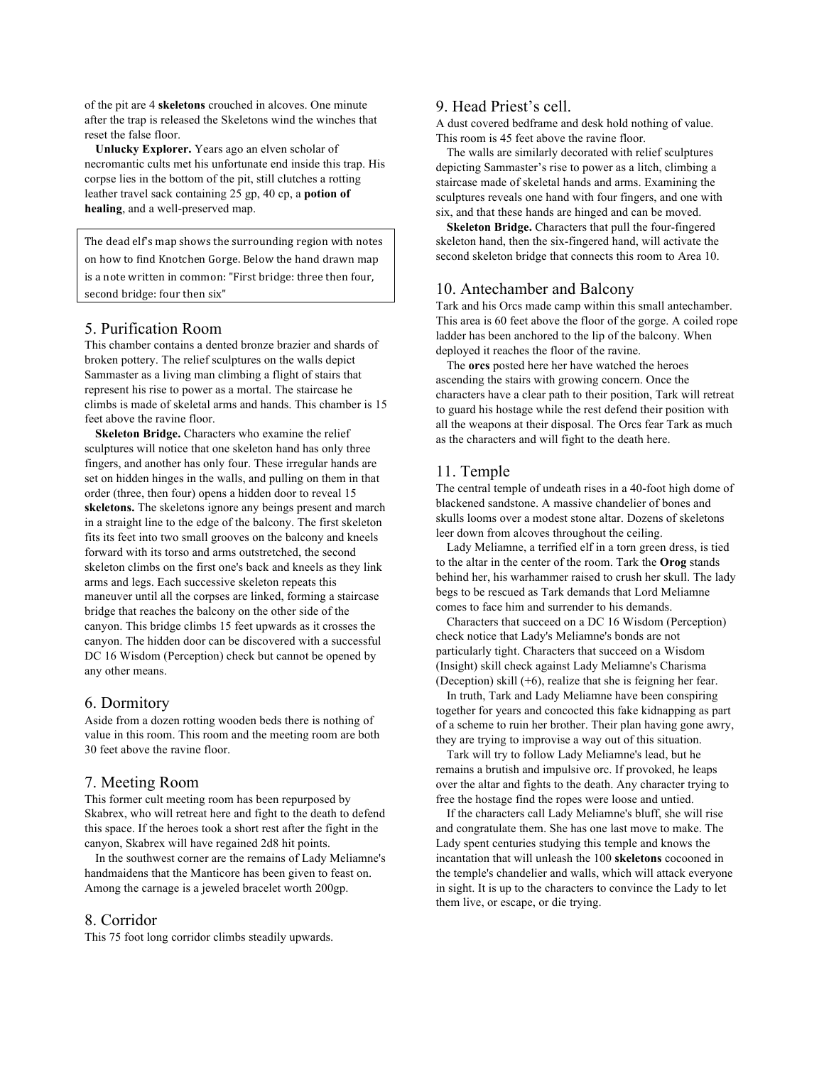of the pit are 4 **skeletons** crouched in alcoves. One minute after the trap is released the Skeletons wind the winches that reset the false floor.

**Unlucky Explorer.** Years ago an elven scholar of necromantic cults met his unfortunate end inside this trap. His corpse lies in the bottom of the pit, still clutches a rotting leather travel sack containing 25 gp, 40 cp, a **potion of healing**, and a well-preserved map.

> The dead elf's map shows the surrounding region with notes on how to find Knotchen Gorge. Below the hand drawn map is a note written in common: "First bridge: three then four, second bridge: four then six"

## 5. Purification Room

This chamber contains a dented bronze brazier and shards of broken pottery. The relief sculptures on the walls depict Sammaster as a living man climbing a flight of stairs that represent his rise to power as a mortal. The staircase he climbs is made of skeletal arms and hands. This chamber is 15 feet above the ravine floor.

**Skeleton Bridge.** Characters who examine the relief sculptures will notice that one skeleton hand has only three fingers, and another has only four. These irregular hands are set on hidden hinges in the walls, and pulling on them in that order (three, then four) opens a hidden door to reveal 15 **skeletons.** The skeletons ignore any beings present and march in a straight line to the edge of the balcony. The first skeleton fits its feet into two small grooves on the balcony and kneels forward with its torso and arms outstretched, the second skeleton climbs on the first one's back and kneels as they link arms and legs. Each successive skeleton repeats this maneuver until all the corpses are linked, forming a staircase bridge that reaches the balcony on the other side of the canyon. This bridge climbs 15 feet upwards as it crosses the canyon. The hidden door can be discovered with a successful DC 16 Wisdom (Perception) check but cannot be opened by any other means.

## 6. Dormitory

Aside from a dozen rotting wooden beds there is nothing of value in this room. This room and the meeting room are both 30 feet above the ravine floor.

## 7. Meeting Room

This former cult meeting room has been repurposed by Skabrex, who will retreat here and fight to the death to defend this space. If the heroes took a short rest after the fight in the canyon, Skabrex will have regained 2d8 hit points.

In the southwest corner are the remains of Lady Meliamne's handmaidens that the Manticore has been given to feast on. Among the carnage is a jeweled bracelet worth 200gp.

## 8. Corridor

This 75 foot long corridor climbs steadily upwards.

## 9. Head Priest's cell.

A dust covered bedframe and desk hold nothing of value. This room is 45 feet above the ravine floor.

The walls are similarly decorated with relief sculptures depicting Sammaster's rise to power as a litch, climbing a staircase made of skeletal hands and arms. Examining the sculptures reveals one hand with four fingers, and one with six, and that these hands are hinged and can be moved.

**Skeleton Bridge.** Characters that pull the four-fingered skeleton hand, then the six-fingered hand, will activate the second skeleton bridge that connects this room to Area 10.

## 10. Antechamber and Balcony

Tark and his Orcs made camp within this small antechamber. This area is 60 feet above the floor of the gorge. A coiled rope ladder has been anchored to the lip of the balcony. When deployed it reaches the floor of the ravine.

The **orcs** posted here her have watched the heroes ascending the stairs with growing concern. Once the characters have a clear path to their position, Tark will retreat to guard his hostage while the rest defend their position with all the weapons at their disposal. The Orcs fear Tark as much as the characters and will fight to the death here.

## 11. Temple

The central temple of undeath rises in a 40-foot high dome of blackened sandstone. A massive chandelier of bones and skulls looms over a modest stone altar. Dozens of skeletons leer down from alcoves throughout the ceiling.

Lady Meliamne, a terrified elf in a torn green dress, is tied to the altar in the center of the room. Tark the **Orog** stands behind her, his warhammer raised to crush her skull. The lady begs to be rescued as Tark demands that Lord Meliamne comes to face him and surrender to his demands.

Characters that succeed on a DC 16 Wisdom (Perception) check notice that Lady's Meliamne's bonds are not particularly tight. Characters that succeed on a Wisdom (Insight) skill check against Lady Meliamne's Charisma (Deception) skill (+6), realize that she is feigning her fear.

In truth, Tark and Lady Meliamne have been conspiring together for years and concocted this fake kidnapping as part of a scheme to ruin her brother. Their plan having gone awry, they are trying to improvise a way out of this situation.

Tark will try to follow Lady Meliamne's lead, but he remains a brutish and impulsive orc. If provoked, he leaps over the altar and fights to the death. Any character trying to free the hostage find the ropes were loose and untied.

If the characters call Lady Meliamne's bluff, she will rise and congratulate them. She has one last move to make. The Lady spent centuries studying this temple and knows the incantation that will unleash the 100 **skeletons** cocooned in the temple's chandelier and walls, which will attack everyone in sight. It is up to the characters to convince the Lady to let them live, or escape, or die trying.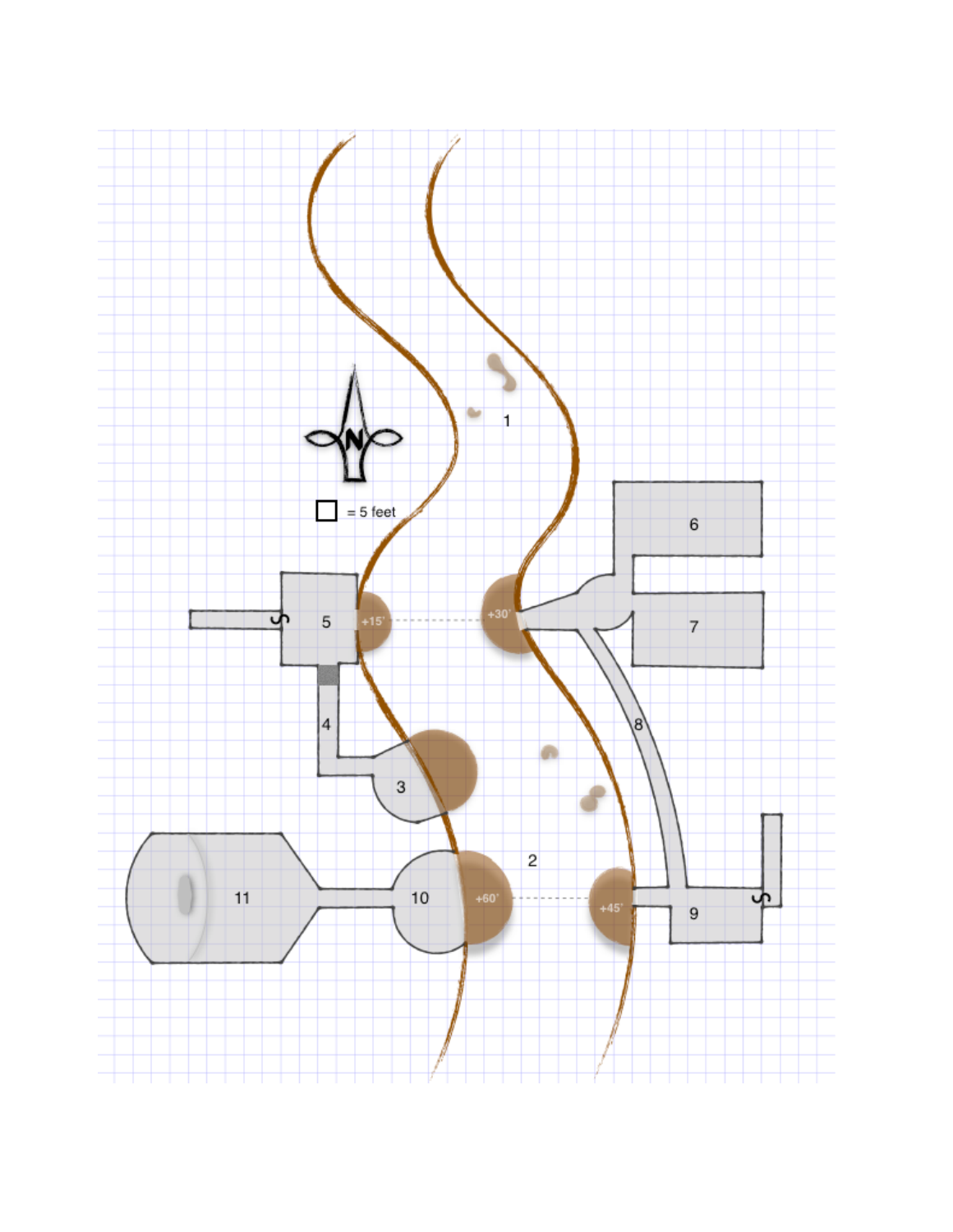= 5 feet

N

1

2

3

4

5

6

7

8

9

10

11

+15'

+30'

+45'

+60'